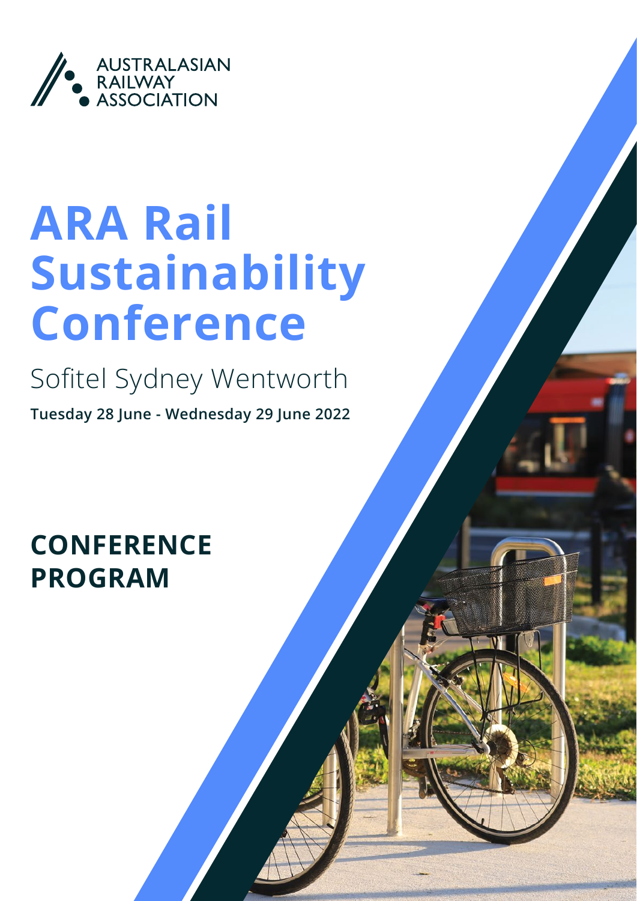AUSTRALASIAN RAILWAY ASSOCIATION

# ARA Rail Sustainability Conference

Sofitel Sydney Wentworth

**Tuesday 28 June - Wednesday 29 June 2022**

## CONFERENCE PROGRAM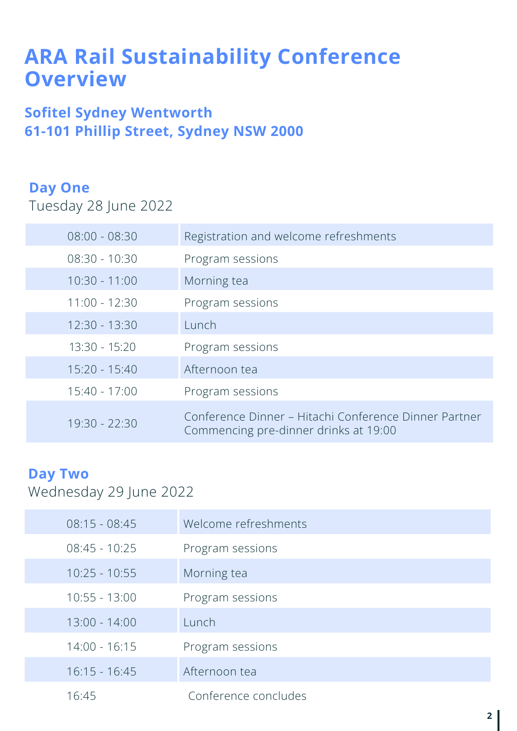# ARA Rail Sustainability Conference Overview

## Sofitel Sydney Wentworth
## 61-101 Phillip Street, Sydney NSW 2000

### Day One

Tuesday 28 June 2022

| | |
|---|---|
| 08:00 - 08:30 | Registration and welcome refreshments |
| 08:30 - 10:30 | Program sessions |
| 10:30 - 11:00 | Morning tea |
| 11:00 - 12:30 | Program sessions |
| 12:30 - 13:30 | Lunch |
| 13:30 - 15:20 | Program sessions |
| 15:20 - 15:40 | Afternoon tea |
| 15:40 - 17:00 | Program sessions |
| 19:30 - 22:30 | Conference Dinner – Hitachi Conference Dinner Partner<br>Commencing pre-dinner drinks at 19:00 |

### Day Two

Wednesday 29 June 2022

| | |
|---|---|
| 08:15 - 08:45 | Welcome refreshments |
| 08:45 - 10:25 | Program sessions |
| 10:25 - 10:55 | Morning tea |
| 10:55 - 13:00 | Program sessions |
| 13:00 - 14:00 | Lunch |
| 14:00 - 16:15 | Program sessions |
| 16:15 - 16:45 | Afternoon tea |
| 16:45 | Conference concludes |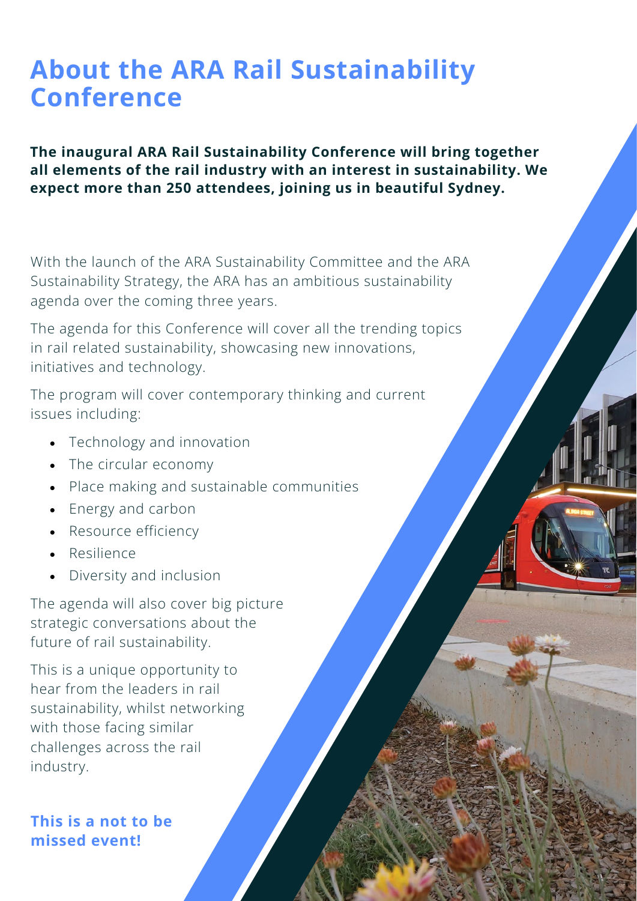# About the ARA Rail Sustainability Conference

**The inaugural ARA Rail Sustainability Conference will bring together all elements of the rail industry with an interest in sustainability. We expect more than 250 attendees, joining us in beautiful Sydney.**

With the launch of the ARA Sustainability Committee and the ARA Sustainability Strategy, the ARA has an ambitious sustainability agenda over the coming three years.

The agenda for this Conference will cover all the trending topics in rail related sustainability, showcasing new innovations, initiatives and technology.

The program will cover contemporary thinking and current issues including:

- Technology and innovation
- The circular economy
- Place making and sustainable communities
- Energy and carbon
- Resource efficiency
- Resilience
- Diversity and inclusion

The agenda will also cover big picture strategic conversations about the future of rail sustainability.

This is a unique opportunity to hear from the leaders in rail sustainability, whilst networking with those facing similar challenges across the rail industry.

**This is a not to be missed event!**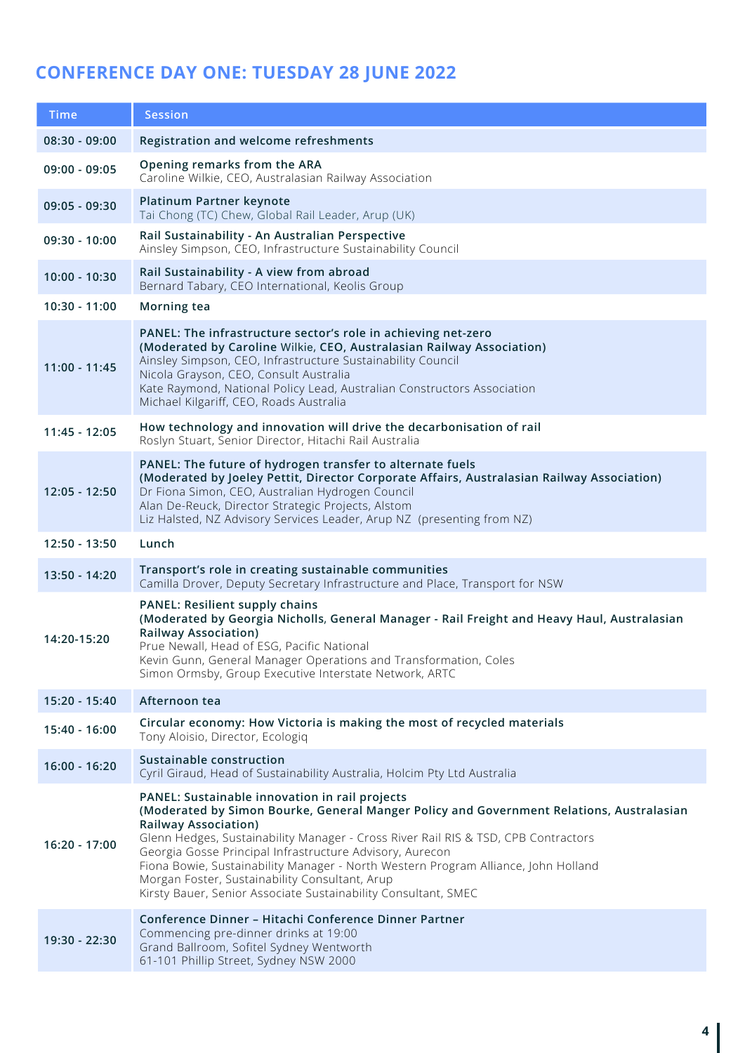## CONFERENCE DAY ONE: TUESDAY 28 JUNE 2022

| Time | Session |
|---|---|
| 08:30 - 09:00 | **Registration and welcome refreshments** |
| 09:00 - 09:05 | **Opening remarks from the ARA**<br>Caroline Wilkie, CEO, Australasian Railway Association |
| 09:05 - 09:30 | **Platinum Partner keynote**<br>Tai Chong (TC) Chew, Global Rail Leader, Arup (UK) |
| 09:30 - 10:00 | **Rail Sustainability - An Australian Perspective**<br>Ainsley Simpson, CEO, Infrastructure Sustainability Council |
| 10:00 - 10:30 | **Rail Sustainability - A view from abroad**<br>Bernard Tabary, CEO International, Keolis Group |
| 10:30 - 11:00 | **Morning tea** |
| 11:00 - 11:45 | **PANEL: The infrastructure sector's role in achieving net-zero**<br>**(Moderated by Caroline Wilkie, CEO, Australasian Railway Association)**<br>Ainsley Simpson, CEO, Infrastructure Sustainability Council<br>Nicola Grayson, CEO, Consult Australia<br>Kate Raymond, National Policy Lead, Australian Constructors Association<br>Michael Kilgariff, CEO, Roads Australia |
| 11:45 - 12:05 | **How technology and innovation will drive the decarbonisation of rail**<br>Roslyn Stuart, Senior Director, Hitachi Rail Australia |
| 12:05 - 12:50 | **PANEL: The future of hydrogen transfer to alternate fuels**<br>**(Moderated by Joeley Pettit, Director Corporate Affairs, Australasian Railway Association)**<br>Dr Fiona Simon, CEO, Australian Hydrogen Council<br>Alan De-Reuck, Director Strategic Projects, Alstom<br>Liz Halsted, NZ Advisory Services Leader, Arup NZ (presenting from NZ) |
| 12:50 - 13:50 | **Lunch** |
| 13:50 - 14:20 | **Transport's role in creating sustainable communities**<br>Camilla Drover, Deputy Secretary Infrastructure and Place, Transport for NSW |
| 14:20-15:20 | **PANEL: Resilient supply chains**<br>**(Moderated by Georgia Nicholls, General Manager - Rail Freight and Heavy Haul, Australasian Railway Association)**<br>Prue Newall, Head of ESG, Pacific National<br>Kevin Gunn, General Manager Operations and Transformation, Coles<br>Simon Ormsby, Group Executive Interstate Network, ARTC |
| 15:20 - 15:40 | **Afternoon tea** |
| 15:40 - 16:00 | **Circular economy: How Victoria is making the most of recycled materials**<br>Tony Aloisio, Director, Ecologiq |
| 16:00 - 16:20 | **Sustainable construction**<br>Cyril Giraud, Head of Sustainability Australia, Holcim Pty Ltd Australia |
| 16:20 - 17:00 | **PANEL: Sustainable innovation in rail projects**<br>**(Moderated by Simon Bourke, General Manger Policy and Government Relations, Australasian Railway Association)**<br>Glenn Hedges, Sustainability Manager - Cross River Rail RIS & TSD, CPB Contractors<br>Georgia Gosse Principal Infrastructure Advisory, Aurecon<br>Fiona Bowie, Sustainability Manager - North Western Program Alliance, John Holland<br>Morgan Foster, Sustainability Consultant, Arup<br>Kirsty Bauer, Senior Associate Sustainability Consultant, SMEC |
| 19:30 - 22:30 | **Conference Dinner – Hitachi Conference Dinner Partner**<br>Commencing pre-dinner drinks at 19:00<br>Grand Ballroom, Sofitel Sydney Wentworth<br>61-101 Phillip Street, Sydney NSW 2000 |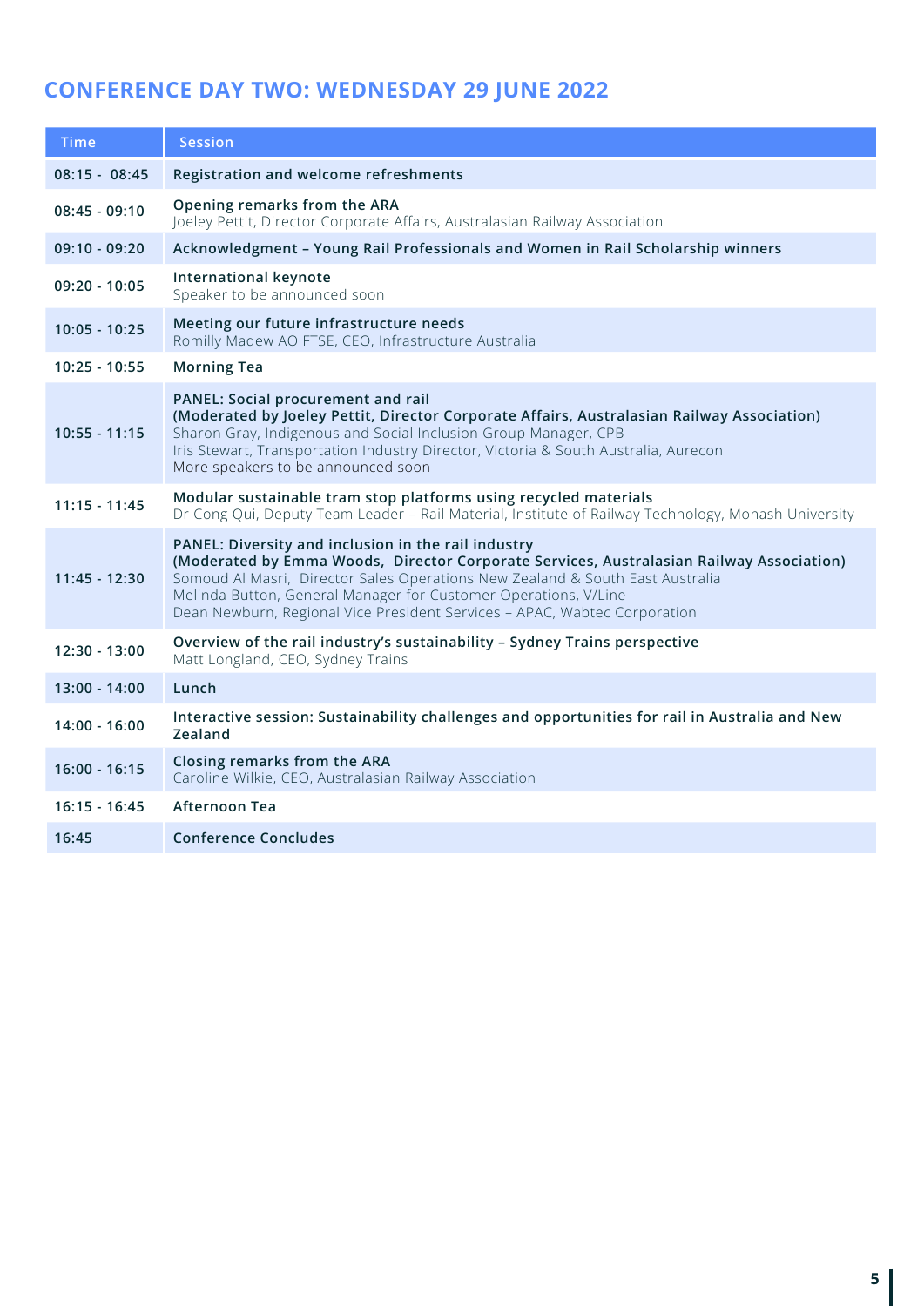## CONFERENCE DAY TWO: WEDNESDAY 29 JUNE 2022

| Time | Session |
|---|---|
| 08:15 - 08:45 | **Registration and welcome refreshments** |
| 08:45 - 09:10 | **Opening remarks from the ARA**<br>Joeley Pettit, Director Corporate Affairs, Australasian Railway Association |
| 09:10 - 09:20 | **Acknowledgment – Young Rail Professionals and Women in Rail Scholarship winners** |
| 09:20 - 10:05 | **International keynote**<br>Speaker to be announced soon |
| 10:05 - 10:25 | **Meeting our future infrastructure needs**<br>Romilly Madew AO FTSE, CEO, Infrastructure Australia |
| 10:25 - 10:55 | **Morning Tea** |
| 10:55 - 11:15 | **PANEL: Social procurement and rail**<br>**(Moderated by Joeley Pettit, Director Corporate Affairs, Australasian Railway Association)**<br>Sharon Gray, Indigenous and Social Inclusion Group Manager, CPB<br>Iris Stewart, Transportation Industry Director, Victoria & South Australia, Aurecon<br>More speakers to be announced soon |
| 11:15 - 11:45 | **Modular sustainable tram stop platforms using recycled materials**<br>Dr Cong Qui, Deputy Team Leader – Rail Material, Institute of Railway Technology, Monash University |
| 11:45 - 12:30 | **PANEL: Diversity and inclusion in the rail industry**<br>**(Moderated by Emma Woods, Director Corporate Services, Australasian Railway Association)**<br>Somoud Al Masri, Director Sales Operations New Zealand & South East Australia<br>Melinda Button, General Manager for Customer Operations, V/Line<br>Dean Newburn, Regional Vice President Services – APAC, Wabtec Corporation |
| 12:30 - 13:00 | **Overview of the rail industry's sustainability – Sydney Trains perspective**<br>Matt Longland, CEO, Sydney Trains |
| 13:00 - 14:00 | **Lunch** |
| 14:00 - 16:00 | **Interactive session: Sustainability challenges and opportunities for rail in Australia and New Zealand** |
| 16:00 - 16:15 | **Closing remarks from the ARA**<br>Caroline Wilkie, CEO, Australasian Railway Association |
| 16:15 - 16:45 | **Afternoon Tea** |
| 16:45 | **Conference Concludes** |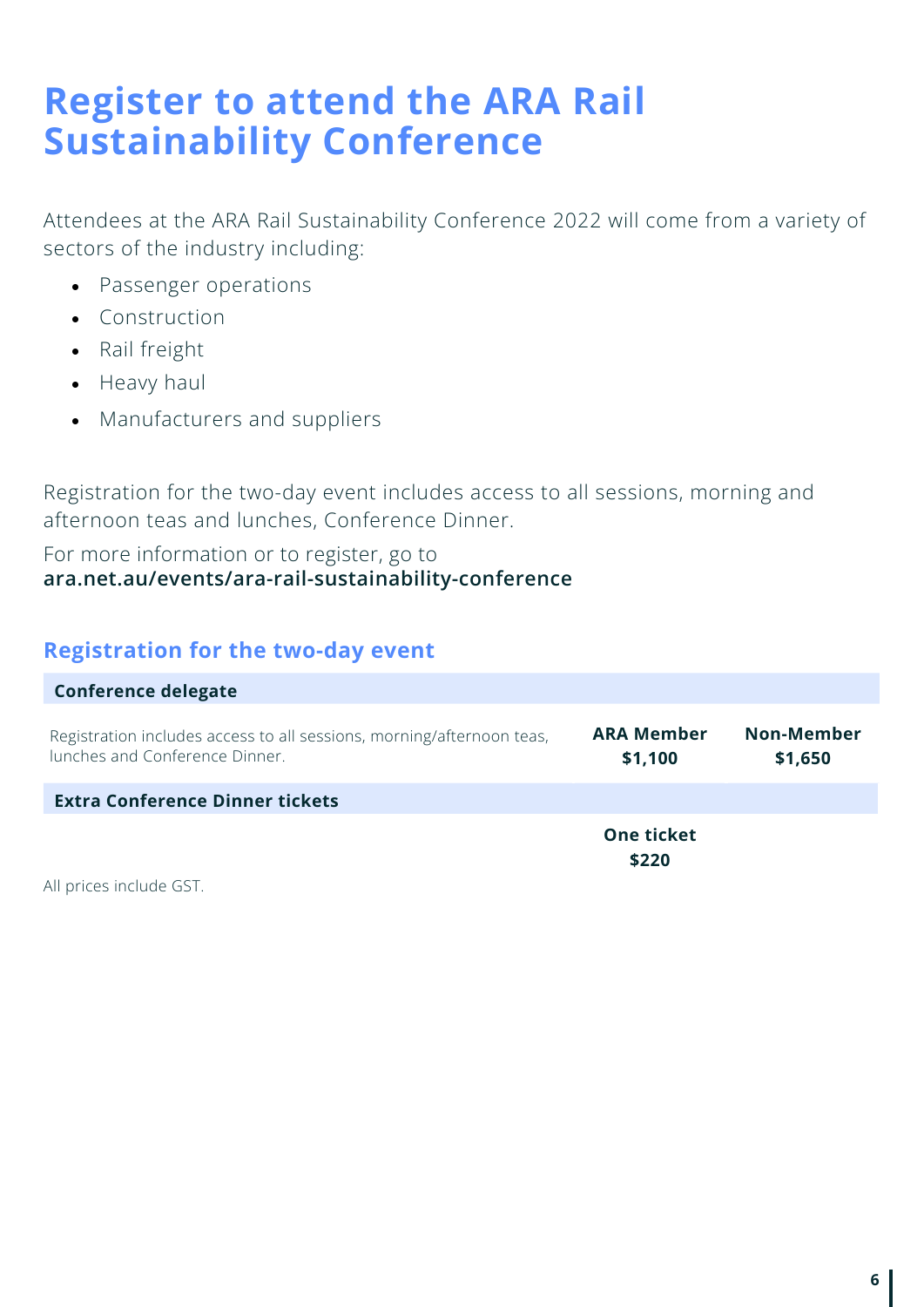# Register to attend the ARA Rail Sustainability Conference

Attendees at the ARA Rail Sustainability Conference 2022 will come from a variety of sectors of the industry including:

- Passenger operations
- Construction
- Rail freight
- Heavy haul
- Manufacturers and suppliers

Registration for the two-day event includes access to all sessions, morning and afternoon teas and lunches, Conference Dinner.

For more information or to register, go to
**ara.net.au/events/ara-rail-sustainability-conference**

## Registration for the two-day event

| **Conference delegate** | | |
|---|---|---|
| Registration includes access to all sessions, morning/afternoon teas, lunches and Conference Dinner. | **ARA Member** **$1,100** | **Non-Member** **$1,650** |
| **Extra Conference Dinner tickets** | | |
| | **One ticket** **$220** | |

All prices include GST.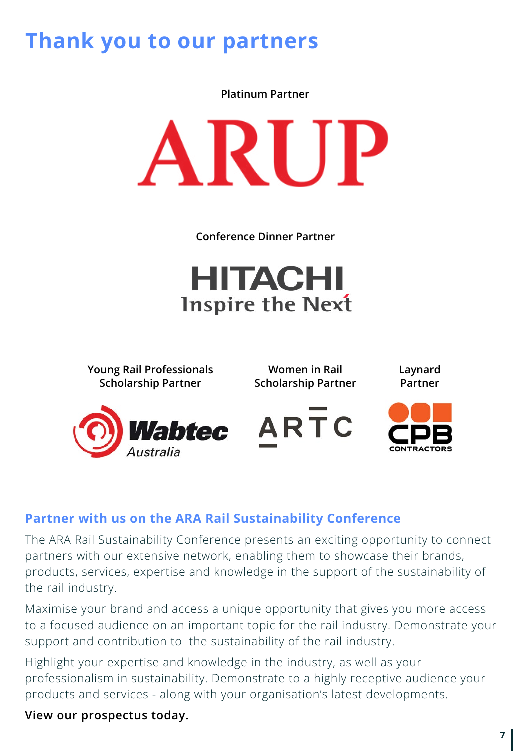# Thank you to our partners

Platinum Partner

ARUP

Conference Dinner Partner

HITACHI
Inspire the Next

Young Rail Professionals Scholarship Partner

Wabtec Australia

Women in Rail Scholarship Partner

ARTC

Laynard Partner

CPB CONTRACTORS

## Partner with us on the ARA Rail Sustainability Conference

The ARA Rail Sustainability Conference presents an exciting opportunity to connect partners with our extensive network, enabling them to showcase their brands, products, services, expertise and knowledge in the support of the sustainability of the rail industry.

Maximise your brand and access a unique opportunity that gives you more access to a focused audience on an important topic for the rail industry. Demonstrate your support and contribution to the sustainability of the rail industry.

Highlight your expertise and knowledge in the industry, as well as your professionalism in sustainability. Demonstrate to a highly receptive audience your products and services - along with your organisation's latest developments.

**View our prospectus today.**